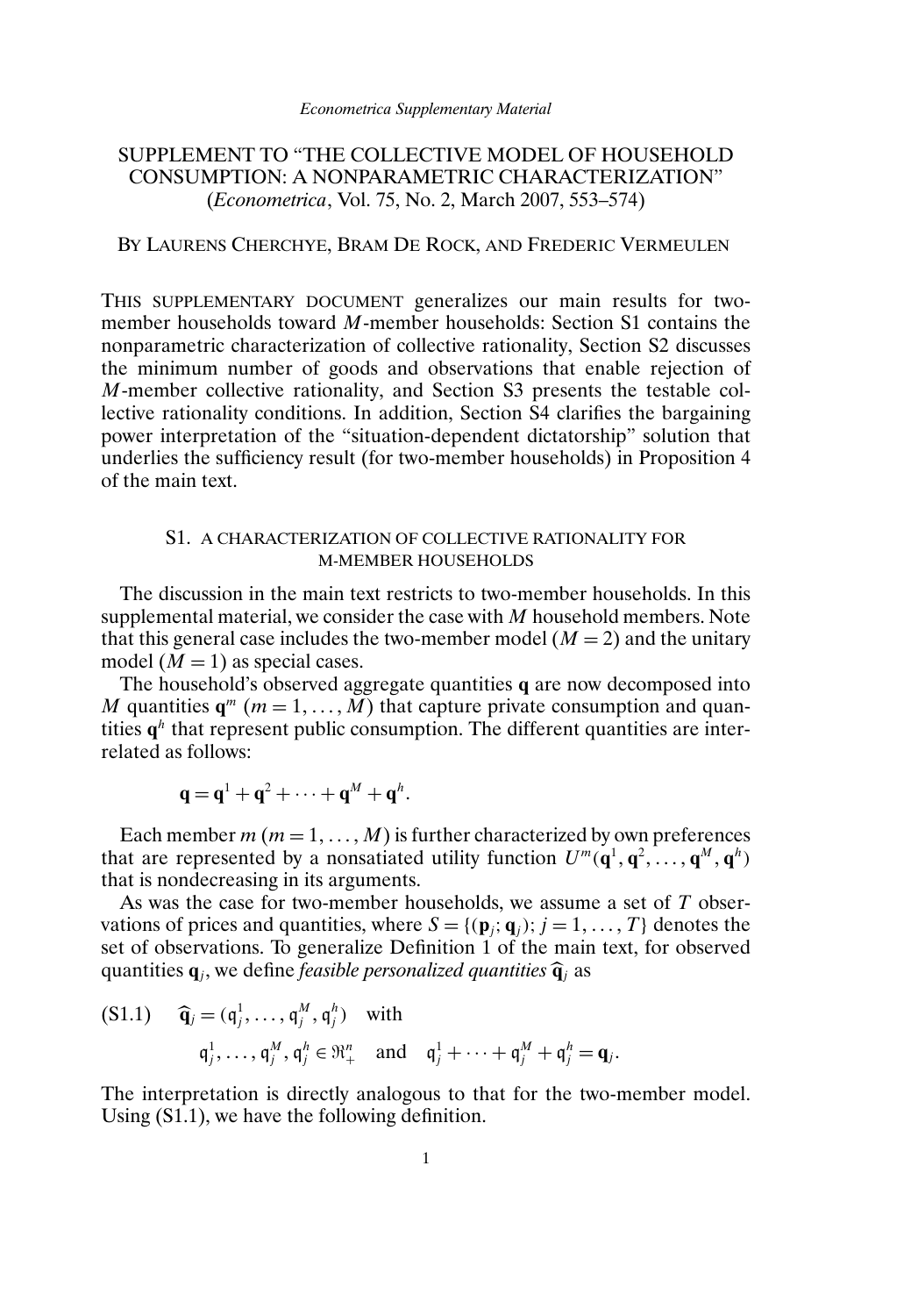*Econometrica Supplementary Material*

# SUPPLEMENT TO "THE COLLECTIVE MODEL OF HOUSEHOLD CONSUMPTION: A NONPARAMETRIC CHARACTERIZATION" (*Econometrica*, Vol. 75, No. 2, March 2007, 553–574)

BY LAURENS CHERCHYE, BRAM DE ROCK, AND FREDERIC VERMEULEN

THIS SUPPLEMENTARY DOCUMENT generalizes our main results for two-member households toward $M$-member households: Section S1 contains the nonparametric characterization of collective rationality, Section S2 discusses the minimum number of goods and observations that enable rejection of $M$-member collective rationality, and Section S3 presents the testable collective rationality conditions. In addition, Section S4 clarifies the bargaining power interpretation of the "situation-dependent dictatorship" solution that underlies the sufficiency result (for two-member households) in Proposition 4 of the main text.

## S1. A CHARACTERIZATION OF COLLECTIVE RATIONALITY FOR M-MEMBER HOUSEHOLDS

The discussion in the main text restricts to two-member households. In this supplemental material, we consider the case with $M$ household members. Note that this general case includes the two-member model ($M = 2$) and the unitary model ($M = 1$) as special cases.

The household's observed aggregate quantities $\mathbf{q}$ are now decomposed into $M$ quantities $\mathbf{q}^m$ ($m = 1, \ldots, M$) that capture private consumption and quantities $\mathbf{q}^h$ that represent public consumption. The different quantities are interrelated as follows:

$$\mathbf{q} = \mathbf{q}^1 + \mathbf{q}^2 + \cdots + \mathbf{q}^M + \mathbf{q}^h.$$

Each member $m$ ($m = 1, \ldots, M$) is further characterized by own preferences that are represented by a nonsatiated utility function $U^m(\mathbf{q}^1, \mathbf{q}^2, \ldots, \mathbf{q}^M, \mathbf{q}^h)$ that is nondecreasing in its arguments.

As was the case for two-member households, we assume a set of $T$ observations of prices and quantities, where $S = \{(\mathbf{p}_j; \mathbf{q}_j); j = 1, \ldots, T\}$ denotes the set of observations. To generalize Definition 1 of the main text, for observed quantities $\mathbf{q}_j$, we define *feasible personalized quantities* $\widehat{\mathbf{q}}_j$ as

$$\text{(S1.1)} \quad \widehat{\mathbf{q}}_j = (\mathfrak{q}_j^1, \ldots, \mathfrak{q}_j^M, \mathfrak{q}_j^h) \quad \text{with}$$

$$\mathfrak{q}_j^1, \ldots, \mathfrak{q}_j^M, \mathfrak{q}_j^h \in \Re_+^n \quad \text{and} \quad \mathfrak{q}_j^1 + \cdots + \mathfrak{q}_j^M + \mathfrak{q}_j^h = \mathbf{q}_j.$$

The interpretation is directly analogous to that for the two-member model. Using (S1.1), we have the following definition.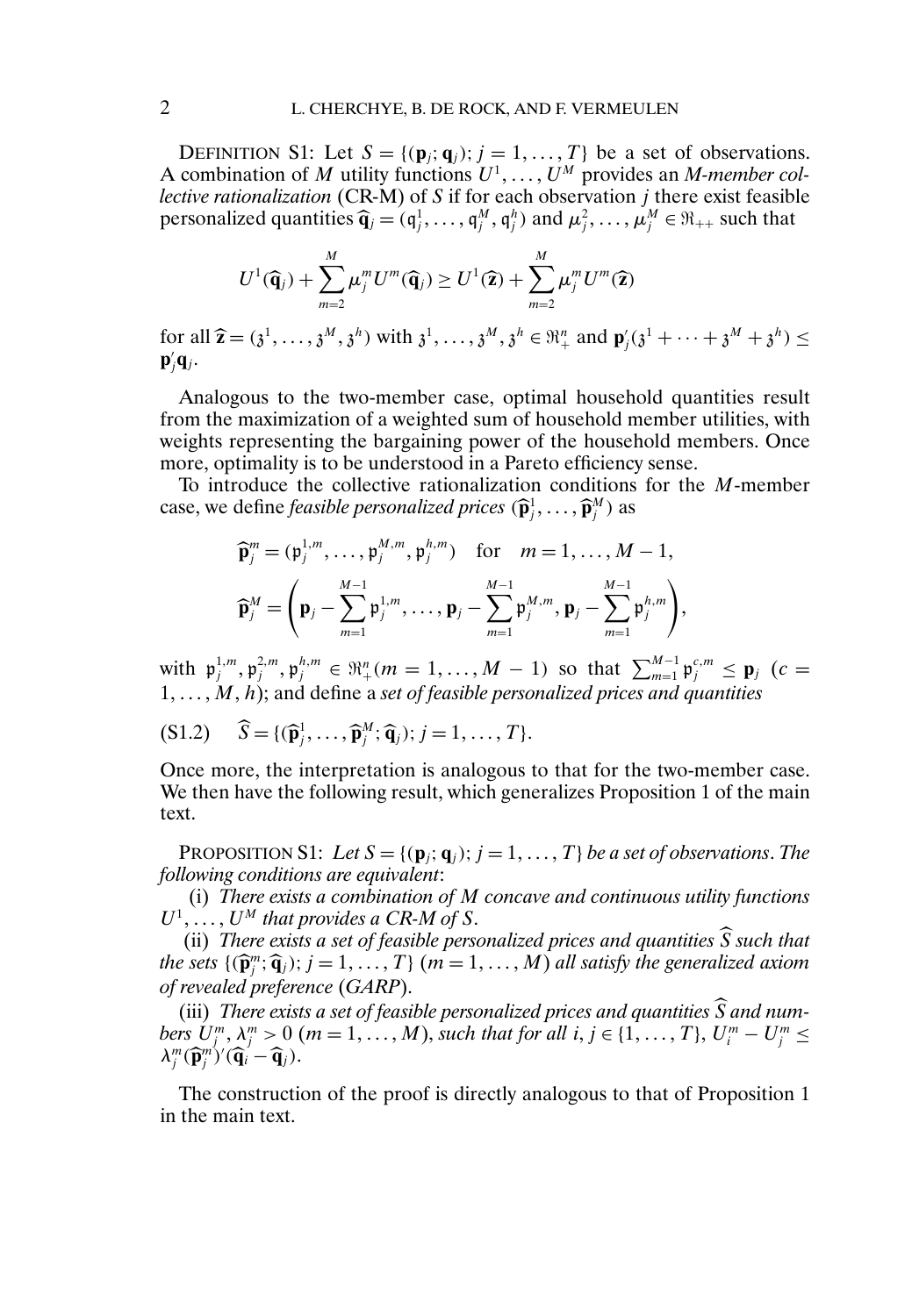DEFINITION S1: Let $S = \{(\mathbf{p}_j; \mathbf{q}_j); j = 1, \dots, T\}$ be a set of observations. A combination of $M$ utility functions $U^1, \dots, U^M$ provides an *M-member collective rationalization* (CR-M) of $S$ if for each observation $j$ there exist feasible personalized quantities $\widehat{\mathbf{q}}_j = (\mathfrak{q}_j^1, \dots, \mathfrak{q}_j^M, \mathfrak{q}_j^h)$ and $\mu_j^2, \dots, \mu_j^M \in \Re_{++}$ such that

$$U^1(\widehat{\mathbf{q}}_j) + \sum_{m=2}^{M} \mu_j^m U^m(\widehat{\mathbf{q}}_j) \geq U^1(\widehat{\mathbf{z}}) + \sum_{m=2}^{M} \mu_j^m U^m(\widehat{\mathbf{z}})$$

for all $\widehat{\mathbf{z}} = (\mathfrak{z}^1, \dots, \mathfrak{z}^M, \mathfrak{z}^h)$ with $\mathfrak{z}^1, \dots, \mathfrak{z}^M, \mathfrak{z}^h \in \Re_+^n$ and $\mathbf{p}_j'(\mathfrak{z}^1 + \dots + \mathfrak{z}^M + \mathfrak{z}^h) \leq \mathbf{p}_j'\mathbf{q}_j$.

Analogous to the two-member case, optimal household quantities result from the maximization of a weighted sum of household member utilities, with weights representing the bargaining power of the household members. Once more, optimality is to be understood in a Pareto efficiency sense.

To introduce the collective rationalization conditions for the $M$-member case, we define *feasible personalized prices* $(\widehat{\mathbf{p}}_j^1, \dots, \widehat{\mathbf{p}}_j^M)$ as

$$\widehat{\mathbf{p}}_j^m = (\mathfrak{p}_j^{1,m}, \dots, \mathfrak{p}_j^{M,m}, \mathfrak{p}_j^{h,m}) \quad \text{for} \quad m = 1, \dots, M-1,$$

$$\widehat{\mathbf{p}}_j^M = \left( \mathbf{p}_j - \sum_{m=1}^{M-1} \mathfrak{p}_j^{1,m}, \dots, \mathbf{p}_j - \sum_{m=1}^{M-1} \mathfrak{p}_j^{M,m}, \mathbf{p}_j - \sum_{m=1}^{M-1} \mathfrak{p}_j^{h,m} \right),$$

with $\mathfrak{p}_j^{1,m}, \mathfrak{p}_j^{2,m}, \mathfrak{p}_j^{h,m} \in \Re_+^n (m = 1, \dots, M-1)$ so that $\sum_{m=1}^{M-1} \mathfrak{p}_j^{c,m} \leq \mathbf{p}_j$ $(c = 1, \dots, M, h)$; and define a *set of feasible personalized prices and quantities*

$$\widehat{S} = \{(\widehat{\mathbf{p}}_j^1, \dots, \widehat{\mathbf{p}}_j^M; \widehat{\mathbf{q}}_j); j = 1, \dots, T\}. \tag{S1.2}$$

Once more, the interpretation is analogous to that for the two-member case. We then have the following result, which generalizes Proposition 1 of the main text.

PROPOSITION S1: *Let $S = \{(\mathbf{p}_j; \mathbf{q}_j); j = 1, \dots, T\}$ be a set of observations. The following conditions are equivalent*:

(i) *There exists a combination of $M$ concave and continuous utility functions $U^1, \dots, U^M$ that provides a CR-M of $S$.*

(ii) *There exists a set of feasible personalized prices and quantities $\widehat{S}$ such that the sets $\{(\widehat{\mathbf{p}}_j^m; \widehat{\mathbf{q}}_j); j = 1, \dots, T\}$ $(m = 1, \dots, M)$ all satisfy the generalized axiom of revealed preference* (*GARP*).

(iii) *There exists a set of feasible personalized prices and quantities $\widehat{S}$ and numbers $U_j^m, \lambda_j^m > 0$ $(m = 1, \dots, M)$, such that for all $i, j \in \{1, \dots, T\}$, $U_i^m - U_j^m \leq \lambda_j^m (\widehat{\mathbf{p}}_j^m)'(\widehat{\mathbf{q}}_i - \widehat{\mathbf{q}}_j)$.*

The construction of the proof is directly analogous to that of Proposition 1 in the main text.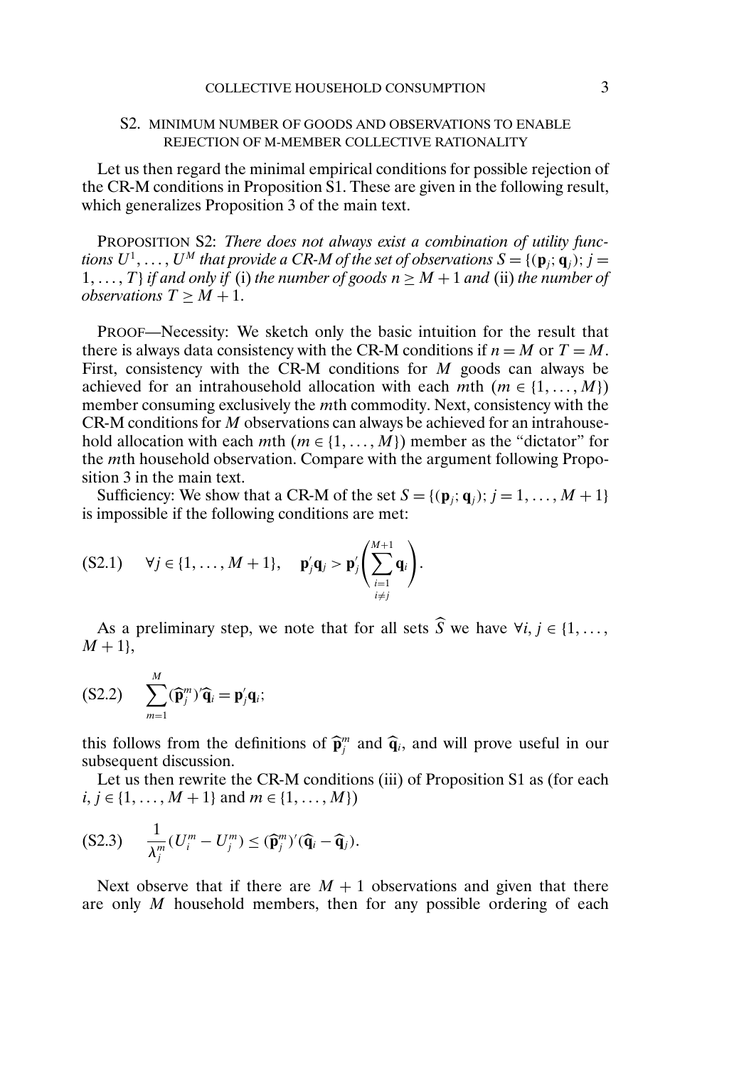## S2. MINIMUM NUMBER OF GOODS AND OBSERVATIONS TO ENABLE REJECTION OF M-MEMBER COLLECTIVE RATIONALITY

Let us then regard the minimal empirical conditions for possible rejection of the CR-M conditions in Proposition S1. These are given in the following result, which generalizes Proposition 3 of the main text.

PROPOSITION S2: *There does not always exist a combination of utility functions $U^1, \ldots, U^M$ that provide a CR-M of the set of observations $S = \{(\mathbf{p}_j; \mathbf{q}_j); j = 1, \ldots, T\}$ if and only if* (i) *the number of goods $n \geq M + 1$ and* (ii) *the number of observations $T \geq M + 1$.*

PROOF—Necessity: We sketch only the basic intuition for the result that there is always data consistency with the CR-M conditions if $n = M$ or $T = M$. First, consistency with the CR-M conditions for $M$ goods can always be achieved for an intrahousehold allocation with each $m$th ($m \in \{1, \ldots, M\}$) member consuming exclusively the $m$th commodity. Next, consistency with the CR-M conditions for $M$ observations can always be achieved for an intrahousehold allocation with each $m$th ($m \in \{1, \ldots, M\}$) member as the "dictator" for the $m$th household observation. Compare with the argument following Proposition 3 in the main text.

Sufficiency: We show that a CR-M of the set $S = \{(\mathbf{p}_j; \mathbf{q}_j); j = 1, \ldots, M + 1\}$ is impossible if the following conditions are met:

$$\text{(S2.1)} \qquad \forall j \in \{1, \ldots, M + 1\}, \quad \mathbf{p}_j' \mathbf{q}_j > \mathbf{p}_j' \left( \sum_{\substack{i=1 \\ i \neq j}}^{M+1} \mathbf{q}_i \right).$$

As a preliminary step, we note that for all sets $\widehat{S}$ we have $\forall i, j \in \{1, \ldots, M + 1\}$,

$$\text{(S2.2)} \qquad \sum_{m=1}^{M} (\widehat{\mathbf{p}}_j^m)' \widehat{\mathbf{q}}_i = \mathbf{p}_j' \mathbf{q}_i;$$

this follows from the definitions of $\widehat{\mathbf{p}}_j^m$ and $\widehat{\mathbf{q}}_i$, and will prove useful in our subsequent discussion.

Let us then rewrite the CR-M conditions (iii) of Proposition S1 as (for each $i, j \in \{1, \ldots, M + 1\}$ and $m \in \{1, \ldots, M\}$)

$$\text{(S2.3)} \qquad \frac{1}{\lambda_j^m}(U_i^m - U_j^m) \leq (\widehat{\mathbf{p}}_j^m)'(\widehat{\mathbf{q}}_i - \widehat{\mathbf{q}}_j).$$

Next observe that if there are $M + 1$ observations and given that there are only $M$ household members, then for any possible ordering of each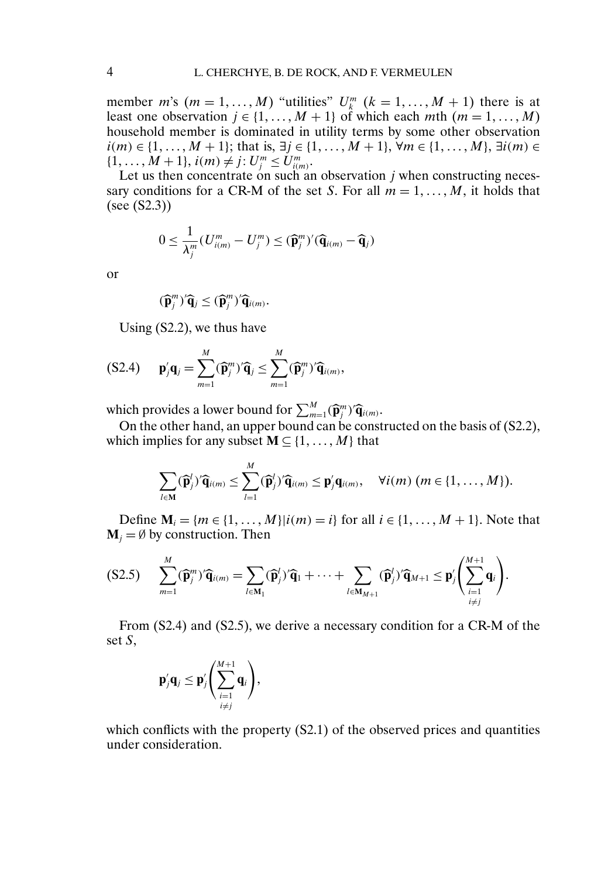member $m$'s ($m = 1, \dots, M$) "utilities" $U_k^m$ ($k = 1, \dots, M+1$) there is at least one observation $j \in \{1, \dots, M+1\}$ of which each $m$th ($m = 1, \dots, M$) household member is dominated in utility terms by some other observation $i(m) \in \{1, \dots, M+1\}$; that is, $\exists j \in \{1, \dots, M+1\}, \forall m \in \{1, \dots, M\}, \exists i(m) \in \{1, \dots, M+1\}, i(m) \neq j \colon U_j^m \leq U_{i(m)}^m$.

Let us then concentrate on such an observation $j$ when constructing necessary conditions for a CR-M of the set $S$. For all $m = 1, \dots, M$, it holds that (see (S2.3))

$$0 \leq \frac{1}{\lambda_j^m}(U_{i(m)}^m - U_j^m) \leq (\widehat{\mathbf{p}}_j^m)'(\widehat{\mathbf{q}}_{i(m)} - \widehat{\mathbf{q}}_j)$$

or

$$(\widehat{\mathbf{p}}_j^m)'\widehat{\mathbf{q}}_j \leq (\widehat{\mathbf{p}}_j^m)'\widehat{\mathbf{q}}_{i(m)}.$$

Using (S2.2), we thus have

$$\text{(S2.4)} \qquad \mathbf{p}_j'\mathbf{q}_j = \sum_{m=1}^{M}(\widehat{\mathbf{p}}_j^m)'\widehat{\mathbf{q}}_j \leq \sum_{m=1}^{M}(\widehat{\mathbf{p}}_j^m)'\widehat{\mathbf{q}}_{i(m)},$$

which provides a lower bound for $\sum_{m=1}^{M}(\widehat{\mathbf{p}}_j^m)'\widehat{\mathbf{q}}_{i(m)}$.

On the other hand, an upper bound can be constructed on the basis of (S2.2), which implies for any subset $\mathbf{M} \subseteq \{1, \dots, M\}$ that

$$\sum_{l \in \mathbf{M}}(\widehat{\mathbf{p}}_j^l)'\widehat{\mathbf{q}}_{i(m)} \leq \sum_{l=1}^{M}(\widehat{\mathbf{p}}_j^l)'\widehat{\mathbf{q}}_{i(m)} \leq \mathbf{p}_j'\mathbf{q}_{i(m)}, \quad \forall i(m)\ (m \in \{1, \dots, M\}).$$

Define $\mathbf{M}_i = \{m \in \{1, \dots, M\} | i(m) = i\}$ for all $i \in \{1, \dots, M+1\}$. Note that $\mathbf{M}_j = \emptyset$ by construction. Then

$$\text{(S2.5)} \qquad \sum_{m=1}^{M}(\widehat{\mathbf{p}}_j^m)'\widehat{\mathbf{q}}_{i(m)} = \sum_{l \in \mathbf{M}_1}(\widehat{\mathbf{p}}_j^l)'\widehat{\mathbf{q}}_1 + \cdots + \sum_{l \in \mathbf{M}_{M+1}}(\widehat{\mathbf{p}}_j^l)'\widehat{\mathbf{q}}_{M+1} \leq \mathbf{p}_j'\left(\sum_{\substack{i=1 \\ i \neq j}}^{M+1}\mathbf{q}_i\right).$$

From (S2.4) and (S2.5), we derive a necessary condition for a CR-M of the set $S$,

$$\mathbf{p}_j'\mathbf{q}_j \leq \mathbf{p}_j'\left(\sum_{\substack{i=1 \\ i \neq j}}^{M+1}\mathbf{q}_i\right),$$

which conflicts with the property (S2.1) of the observed prices and quantities under consideration.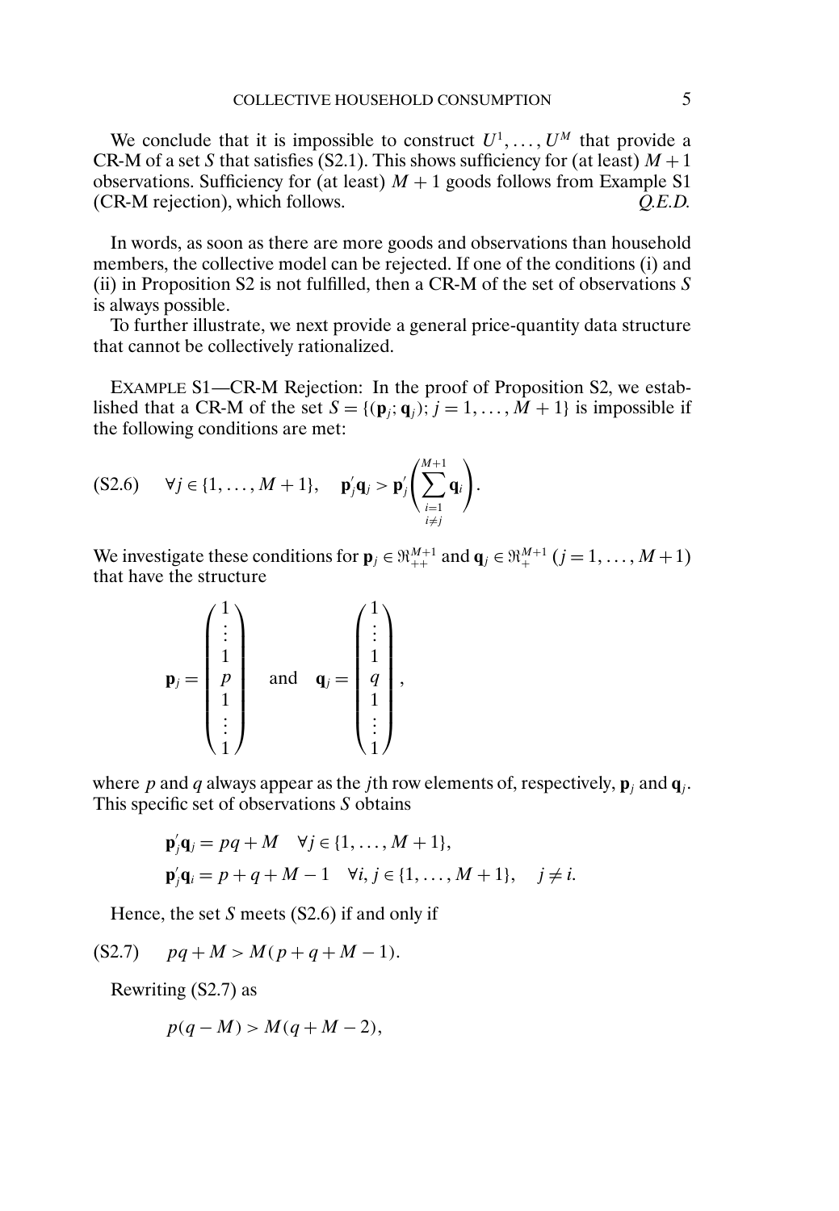We conclude that it is impossible to construct $U^1, \ldots, U^M$ that provide a CR-M of a set $S$ that satisfies (S2.1). This shows sufficiency for (at least) $M+1$ observations. Sufficiency for (at least) $M+1$ goods follows from Example S1 (CR-M rejection), which follows. *Q.E.D.*

In words, as soon as there are more goods and observations than household members, the collective model can be rejected. If one of the conditions (i) and (ii) in Proposition S2 is not fulfilled, then a CR-M of the set of observations $S$ is always possible.

To further illustrate, we next provide a general price-quantity data structure that cannot be collectively rationalized.

EXAMPLE S1—CR-M Rejection: In the proof of Proposition S2, we established that a CR-M of the set $S = \{(\mathbf{p}_j; \mathbf{q}_j); j = 1, \ldots, M+1\}$ is impossible if the following conditions are met:

$$\text{(S2.6)} \qquad \forall j \in \{1, \ldots, M+1\}, \quad \mathbf{p}_j'\mathbf{q}_j > \mathbf{p}_j'\left(\sum_{\substack{i=1 \\ i \neq j}}^{M+1} \mathbf{q}_i\right).$$

We investigate these conditions for $\mathbf{p}_j \in \Re_{++}^{M+1}$ and $\mathbf{q}_j \in \Re_{+}^{M+1}$ ($j = 1, \ldots, M+1$) that have the structure

$$\mathbf{p}_j = \begin{pmatrix} 1 \\ \vdots \\ 1 \\ p \\ 1 \\ \vdots \\ 1 \end{pmatrix} \quad \text{and} \quad \mathbf{q}_j = \begin{pmatrix} 1 \\ \vdots \\ 1 \\ q \\ 1 \\ \vdots \\ 1 \end{pmatrix},$$

where $p$ and $q$ always appear as the $j$th row elements of, respectively, $\mathbf{p}_j$ and $\mathbf{q}_j$. This specific set of observations $S$ obtains

$$\mathbf{p}_j'\mathbf{q}_j = pq + M \quad \forall j \in \{1, \ldots, M+1\},$$
$$\mathbf{p}_j'\mathbf{q}_i = p + q + M - 1 \quad \forall i, j \in \{1, \ldots, M+1\}, \quad j \neq i.$$

Hence, the set $S$ meets (S2.6) if and only if

$$\text{(S2.7)} \qquad pq + M > M(p + q + M - 1).$$

Rewriting (S2.7) as

$$p(q - M) > M(q + M - 2),$$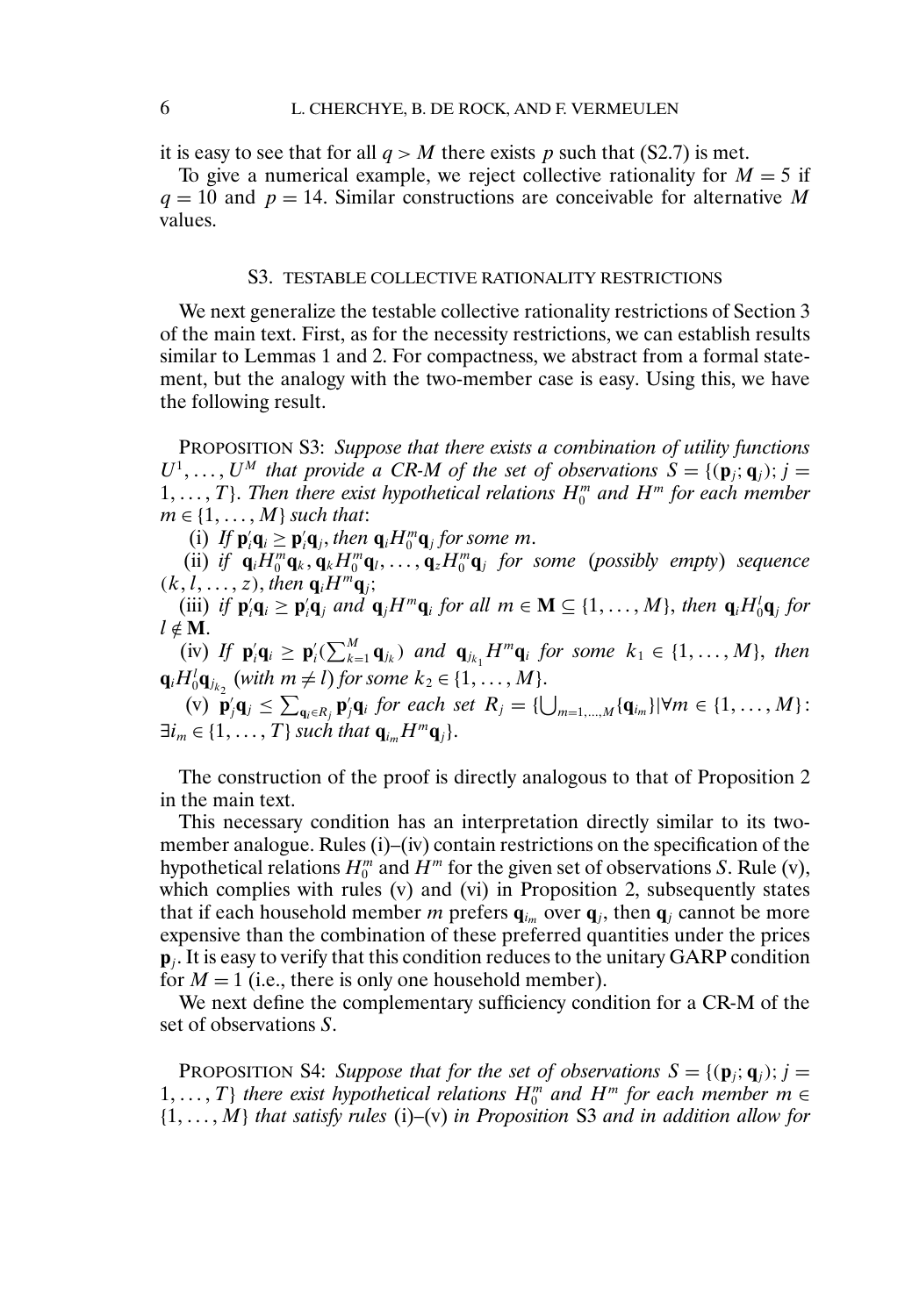it is easy to see that for all $q > M$ there exists $p$ such that (S2.7) is met.

To give a numerical example, we reject collective rationality for $M = 5$ if $q = 10$ and $p = 14$. Similar constructions are conceivable for alternative $M$ values.

## S3. TESTABLE COLLECTIVE RATIONALITY RESTRICTIONS

We next generalize the testable collective rationality restrictions of Section 3 of the main text. First, as for the necessity restrictions, we can establish results similar to Lemmas 1 and 2. For compactness, we abstract from a formal statement, but the analogy with the two-member case is easy. Using this, we have the following result.

PROPOSITION S3: *Suppose that there exists a combination of utility functions $U^1, \ldots, U^M$ that provide a CR-M of the set of observations $S = \{(\mathbf{p}_j; \mathbf{q}_j); j = 1, \ldots, T\}$. Then there exist hypothetical relations $H_0^m$ and $H^m$ for each member $m \in \{1, \ldots, M\}$ such that*:

(i) *If $\mathbf{p}_i'\mathbf{q}_i \geq \mathbf{p}_i'\mathbf{q}_j$, then $\mathbf{q}_i H_0^m \mathbf{q}_j$ for some $m$.*

(ii) *if $\mathbf{q}_i H_0^m \mathbf{q}_k, \mathbf{q}_k H_0^m \mathbf{q}_l, \ldots, \mathbf{q}_z H_0^m \mathbf{q}_j$ for some (possibly empty) sequence $(k, l, \ldots, z)$, then $\mathbf{q}_i H^m \mathbf{q}_j$;*

(iii) *if $\mathbf{p}_i'\mathbf{q}_i \geq \mathbf{p}_i'\mathbf{q}_j$ and $\mathbf{q}_j H^m \mathbf{q}_i$ for all $m \in \mathbf{M} \subseteq \{1, \ldots, M\}$, then $\mathbf{q}_i H_0^l \mathbf{q}_j$ for $l \notin \mathbf{M}$.*

(iv) *If $\mathbf{p}_i'\mathbf{q}_i \geq \mathbf{p}_i'(\sum_{k=1}^{M} \mathbf{q}_{j_k})$ and $\mathbf{q}_{j_{k_1}} H^m \mathbf{q}_i$ for some $k_1 \in \{1, \ldots, M\}$, then $\mathbf{q}_i H_0^l \mathbf{q}_{j_{k_2}}$ (with $m \neq l$) for some $k_2 \in \{1, \ldots, M\}$.*

(v) *$\mathbf{p}_j'\mathbf{q}_j \leq \sum_{\mathbf{q}_i \in R_j} \mathbf{p}_j'\mathbf{q}_i$ for each set $R_j = \{\bigcup_{m=1,\ldots,M} \{\mathbf{q}_{i_m}\} | \forall m \in \{1, \ldots, M\}$: $\exists i_m \in \{1, \ldots, T\}$ such that $\mathbf{q}_{i_m} H^m \mathbf{q}_j\}$.*

The construction of the proof is directly analogous to that of Proposition 2 in the main text.

This necessary condition has an interpretation directly similar to its two-member analogue. Rules (i)–(iv) contain restrictions on the specification of the hypothetical relations $H_0^m$ and $H^m$ for the given set of observations $S$. Rule (v), which complies with rules (v) and (vi) in Proposition 2, subsequently states that if each household member $m$ prefers $\mathbf{q}_{i_m}$ over $\mathbf{q}_j$, then $\mathbf{q}_j$ cannot be more expensive than the combination of these preferred quantities under the prices $\mathbf{p}_j$. It is easy to verify that this condition reduces to the unitary GARP condition for $M = 1$ (i.e., there is only one household member).

We next define the complementary sufficiency condition for a CR-M of the set of observations $S$.

PROPOSITION S4: *Suppose that for the set of observations $S = \{(\mathbf{p}_j; \mathbf{q}_j); j = 1, \ldots, T\}$ there exist hypothetical relations $H_0^m$ and $H^m$ for each member $m \in \{1, \ldots, M\}$ that satisfy rules* (i)–(v) *in Proposition* S3 *and in addition allow for*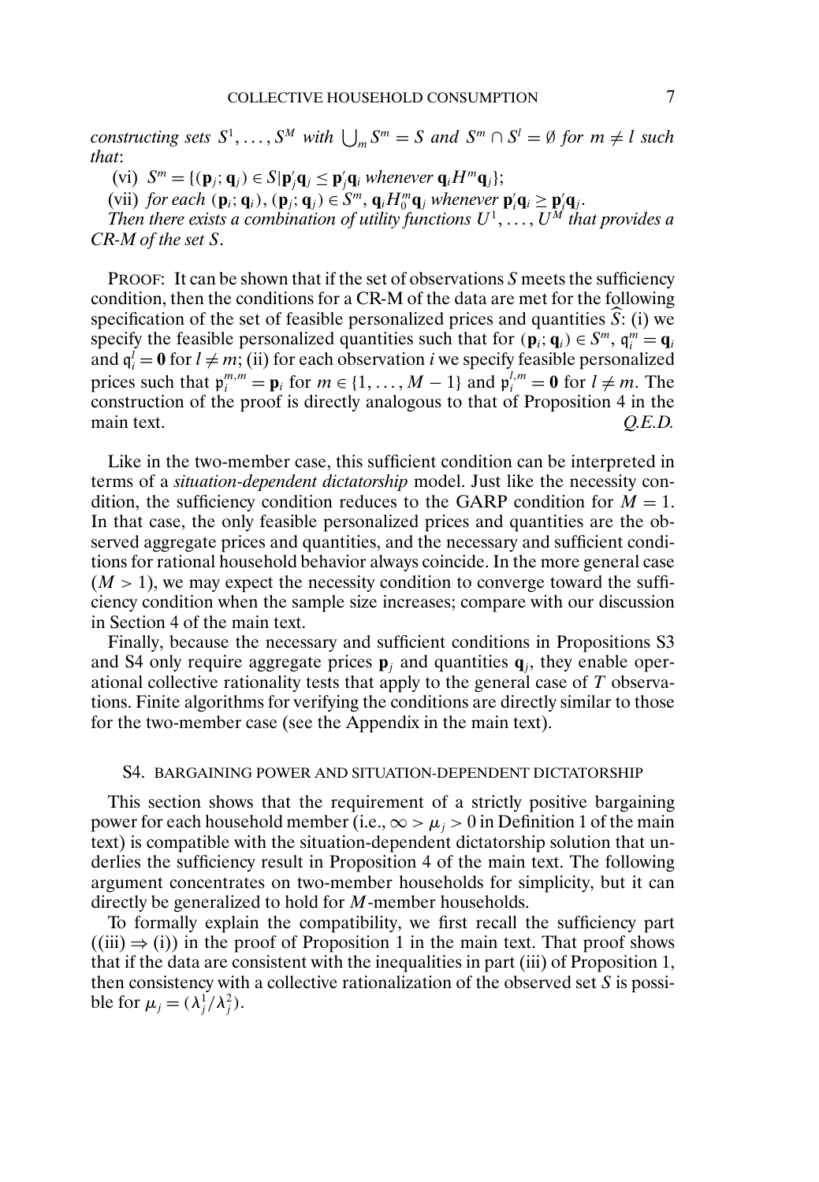*constructing sets $S^1, \ldots, S^M$ with $\bigcup_m S^m = S$ and $S^m \cap S^l = \emptyset$ for $m \neq l$ such that*:

(vi) $S^m = \{(\mathbf{p}_j; \mathbf{q}_j) \in S | \mathbf{p}_j'\mathbf{q}_j \leq \mathbf{p}_j'\mathbf{q}_i$ *whenever* $\mathbf{q}_i H^m \mathbf{q}_j\}$;

(vii) *for each* $(\mathbf{p}_i; \mathbf{q}_i), (\mathbf{p}_j; \mathbf{q}_j) \in S^m$, $\mathbf{q}_i H_0^m \mathbf{q}_j$ *whenever* $\mathbf{p}_i'\mathbf{q}_i \geq \mathbf{p}_i'\mathbf{q}_j$.

*Then there exists a combination of utility functions $U^1, \ldots, U^M$ that provides a CR-M of the set $S$.*

PROOF: It can be shown that if the set of observations $S$ meets the sufficiency condition, then the conditions for a CR-M of the data are met for the following specification of the set of feasible personalized prices and quantities $\widehat{S}$: (i) we specify the feasible personalized quantities such that for $(\mathbf{p}_i; \mathbf{q}_i) \in S^m$, $\mathfrak{q}_i^m = \mathbf{q}_i$ and $\mathfrak{q}_i^l = \mathbf{0}$ for $l \neq m$; (ii) for each observation $i$ we specify feasible personalized prices such that $\mathfrak{p}_i^{m,m} = \mathbf{p}_i$ for $m \in \{1, \ldots, M-1\}$ and $\mathfrak{p}_i^{l,m} = \mathbf{0}$ for $l \neq m$. The construction of the proof is directly analogous to that of Proposition 4 in the main text. *Q.E.D.*

Like in the two-member case, this sufficient condition can be interpreted in terms of a *situation-dependent dictatorship* model. Just like the necessity condition, the sufficiency condition reduces to the GARP condition for $M = 1$. In that case, the only feasible personalized prices and quantities are the observed aggregate prices and quantities, and the necessary and sufficient conditions for rational household behavior always coincide. In the more general case ($M > 1$), we may expect the necessity condition to converge toward the sufficiency condition when the sample size increases; compare with our discussion in Section 4 of the main text.

Finally, because the necessary and sufficient conditions in Propositions S3 and S4 only require aggregate prices $\mathbf{p}_j$ and quantities $\mathbf{q}_j$, they enable operational collective rationality tests that apply to the general case of $T$ observations. Finite algorithms for verifying the conditions are directly similar to those for the two-member case (see the Appendix in the main text).

## S4. BARGAINING POWER AND SITUATION-DEPENDENT DICTATORSHIP

This section shows that the requirement of a strictly positive bargaining power for each household member (i.e., $\infty > \mu_j > 0$ in Definition 1 of the main text) is compatible with the situation-dependent dictatorship solution that underlies the sufficiency result in Proposition 4 of the main text. The following argument concentrates on two-member households for simplicity, but it can directly be generalized to hold for $M$-member households.

To formally explain the compatibility, we first recall the sufficiency part ((iii) $\Rightarrow$ (i)) in the proof of Proposition 1 in the main text. That proof shows that if the data are consistent with the inequalities in part (iii) of Proposition 1, then consistency with a collective rationalization of the observed set $S$ is possible for $\mu_j = (\lambda_j^1/\lambda_j^2)$.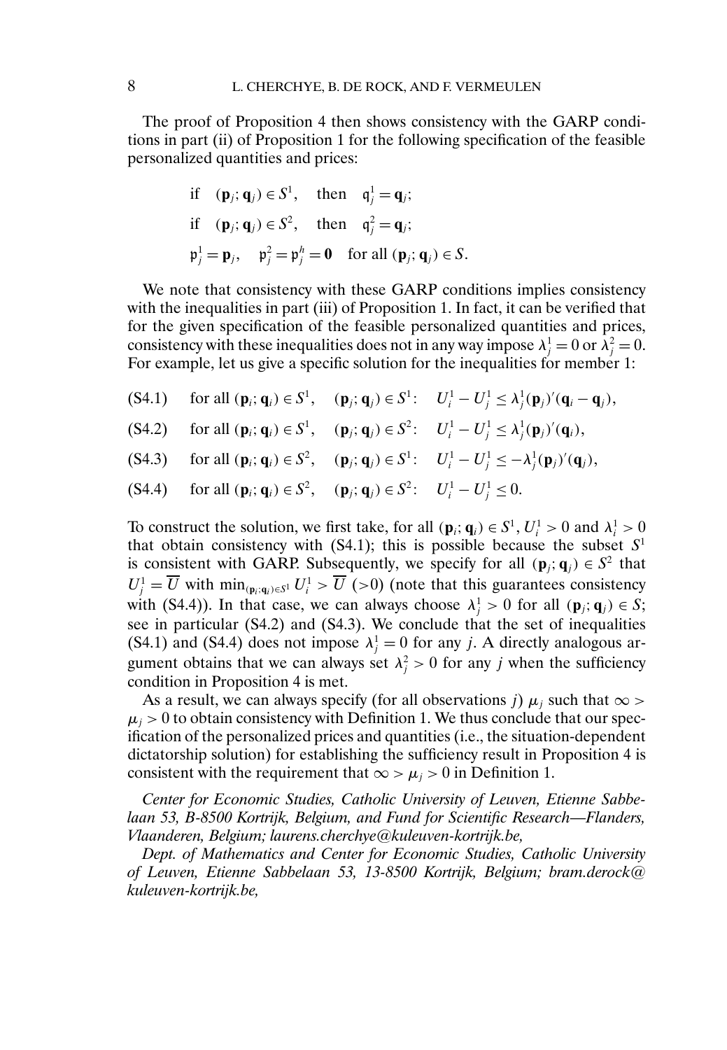The proof of Proposition 4 then shows consistency with the GARP conditions in part (ii) of Proposition 1 for the following specification of the feasible personalized quantities and prices:

$$\text{if}\quad (\mathbf{p}_j;\mathbf{q}_j)\in S^1,\quad \text{then}\quad \mathfrak{q}_j^1=\mathbf{q}_j;$$
$$\text{if}\quad (\mathbf{p}_j;\mathbf{q}_j)\in S^2,\quad \text{then}\quad \mathfrak{q}_j^2=\mathbf{q}_j;$$
$$\mathfrak{p}_j^1=\mathbf{p}_j,\quad \mathfrak{p}_j^2=\mathfrak{p}_j^h=\mathbf{0}\quad \text{for all } (\mathbf{p}_j;\mathbf{q}_j)\in S.$$

We note that consistency with these GARP conditions implies consistency with the inequalities in part (iii) of Proposition 1. In fact, it can be verified that for the given specification of the feasible personalized quantities and prices, consistency with these inequalities does not in any way impose $\lambda_j^1=0$ or $\lambda_j^2=0$. For example, let us give a specific solution for the inequalities for member 1:

(S4.1) for all $(\mathbf{p}_i;\mathbf{q}_i)\in S^1$, $(\mathbf{p}_j;\mathbf{q}_j)\in S^1$: $U_i^1-U_j^1\le \lambda_j^1(\mathbf{p}_j)'(\mathbf{q}_i-\mathbf{q}_j)$,

(S4.2) for all $(\mathbf{p}_i;\mathbf{q}_i)\in S^1$, $(\mathbf{p}_j;\mathbf{q}_j)\in S^2$: $U_i^1-U_j^1\le \lambda_j^1(\mathbf{p}_j)'(\mathbf{q}_i)$,

(S4.3) for all $(\mathbf{p}_i;\mathbf{q}_i)\in S^2$, $(\mathbf{p}_j;\mathbf{q}_j)\in S^1$: $U_i^1-U_j^1\le -\lambda_j^1(\mathbf{p}_j)'(\mathbf{q}_j)$,

(S4.4) for all $(\mathbf{p}_i;\mathbf{q}_i)\in S^2$, $(\mathbf{p}_j;\mathbf{q}_j)\in S^2$: $U_i^1-U_j^1\le 0$.

To construct the solution, we first take, for all $(\mathbf{p}_i;\mathbf{q}_i)\in S^1$, $U_i^1>0$ and $\lambda_i^1>0$ that obtain consistency with (S4.1); this is possible because the subset $S^1$ is consistent with GARP. Subsequently, we specify for all $(\mathbf{p}_j;\mathbf{q}_j)\in S^2$ that $U_j^1=\overline{U}$ with $\min_{(\mathbf{p}_i;\mathbf{q}_i)\in S^1} U_i^1>\overline{U}$ ($>0$) (note that this guarantees consistency with (S4.4)). In that case, we can always choose $\lambda_j^1>0$ for all $(\mathbf{p}_j;\mathbf{q}_j)\in S$; see in particular (S4.2) and (S4.3). We conclude that the set of inequalities (S4.1) and (S4.4) does not impose $\lambda_j^1=0$ for any $j$. A directly analogous argument obtains that we can always set $\lambda_j^2>0$ for any $j$ when the sufficiency condition in Proposition 4 is met.

As a result, we can always specify (for all observations $j$) $\mu_j$ such that $\infty>\mu_j>0$ to obtain consistency with Definition 1. We thus conclude that our specification of the personalized prices and quantities (i.e., the situation-dependent dictatorship solution) for establishing the sufficiency result in Proposition 4 is consistent with the requirement that $\infty>\mu_j>0$ in Definition 1.

*Center for Economic Studies, Catholic University of Leuven, Etienne Sabbelaan 53, B-8500 Kortrijk, Belgium, and Fund for Scientific Research—Flanders, Vlaanderen, Belgium; laurens.cherchye@kuleuven-kortrijk.be,*

*Dept. of Mathematics and Center for Economic Studies, Catholic University of Leuven, Etienne Sabbelaan 53, 13-8500 Kortrijk, Belgium; bram.derock@kuleuven-kortrijk.be,*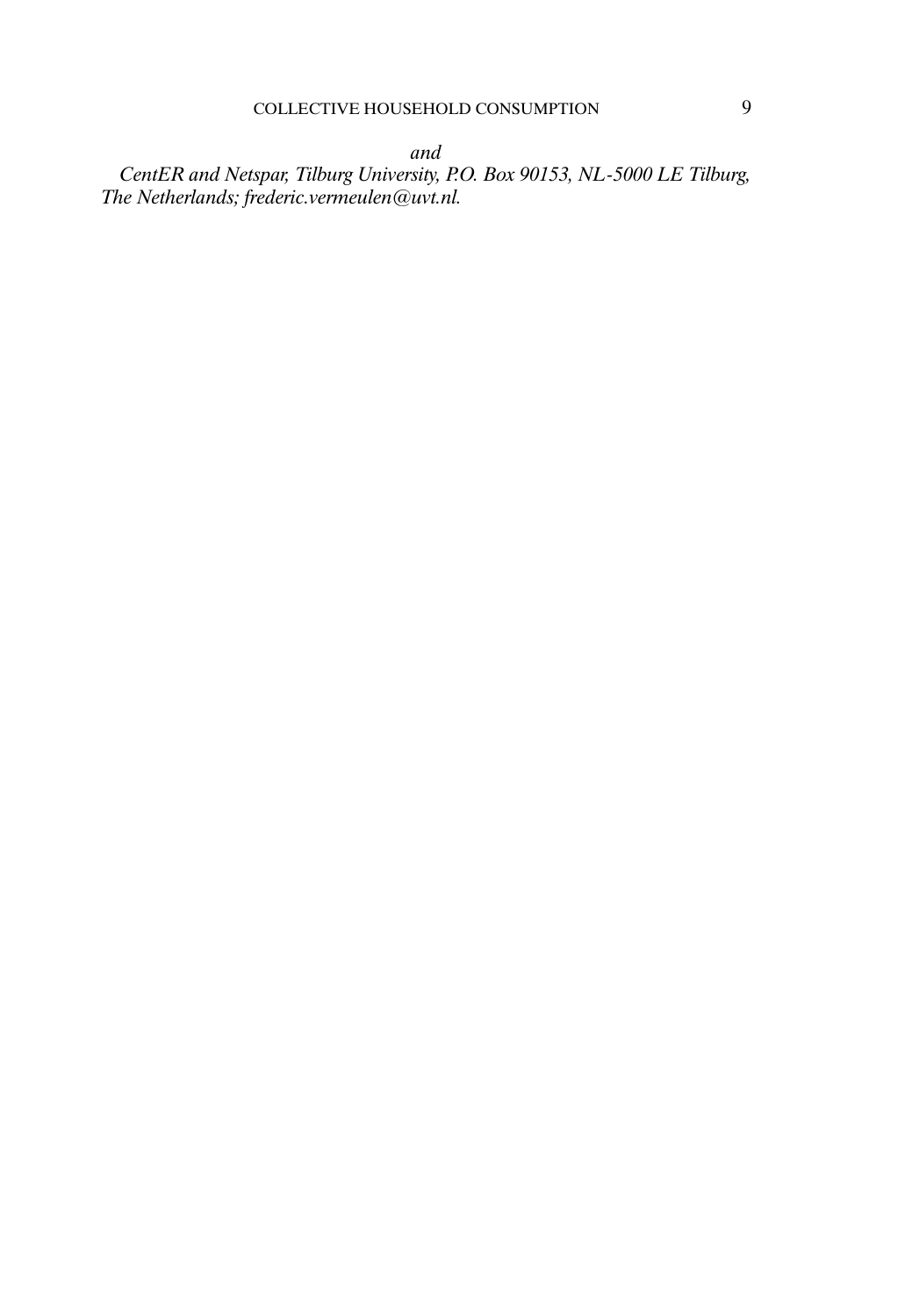*and*

*CentER and Netspar, Tilburg University, P.O. Box 90153, NL-5000 LE Tilburg, The Netherlands; frederic.vermeulen@uvt.nl.*